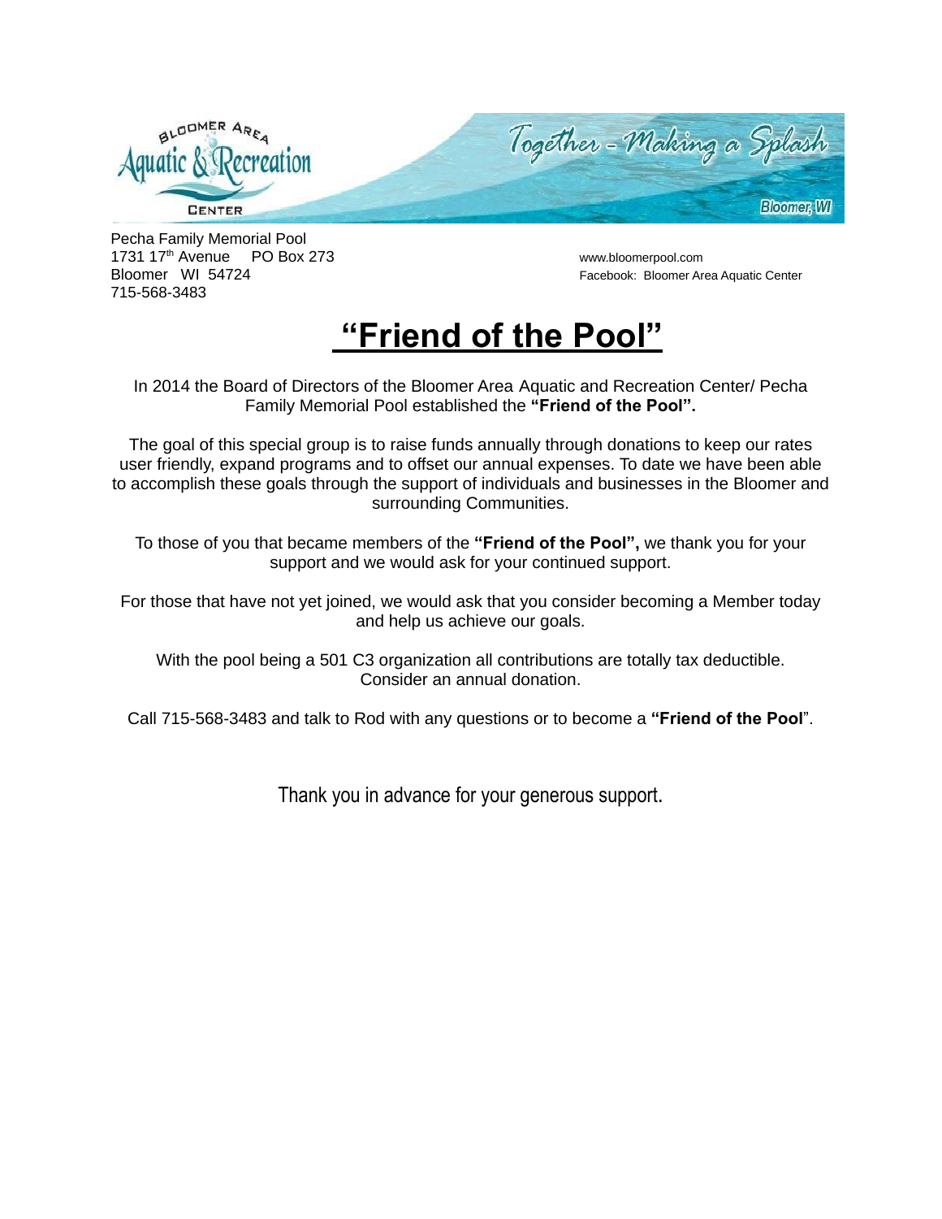BLOOMER AREA Aquatic & Recreation CENTER

Together – Making a Splash

Bloomer, WI

Pecha Family Memorial Pool
1731 17th Avenue PO Box 273
Bloomer WI 54724
715-568-3483

www.bloomerpool.com
Facebook: Bloomer Area Aquatic Center

# "Friend of the Pool"

In 2014 the Board of Directors of the Bloomer Area Aquatic and Recreation Center/ Pecha Family Memorial Pool established the **"Friend of the Pool".**

The goal of this special group is to raise funds annually through donations to keep our rates user friendly, expand programs and to offset our annual expenses. To date we have been able to accomplish these goals through the support of individuals and businesses in the Bloomer and surrounding Communities.

To those of you that became members of the **"Friend of the Pool",** we thank you for your support and we would ask for your continued support.

For those that have not yet joined, we would ask that you consider becoming a Member today and help us achieve our goals.

With the pool being a 501 C3 organization all contributions are totally tax deductible. Consider an annual donation.

Call 715-568-3483 and talk to Rod with any questions or to become a **"Friend of the Pool**".

Thank you in advance for your generous support.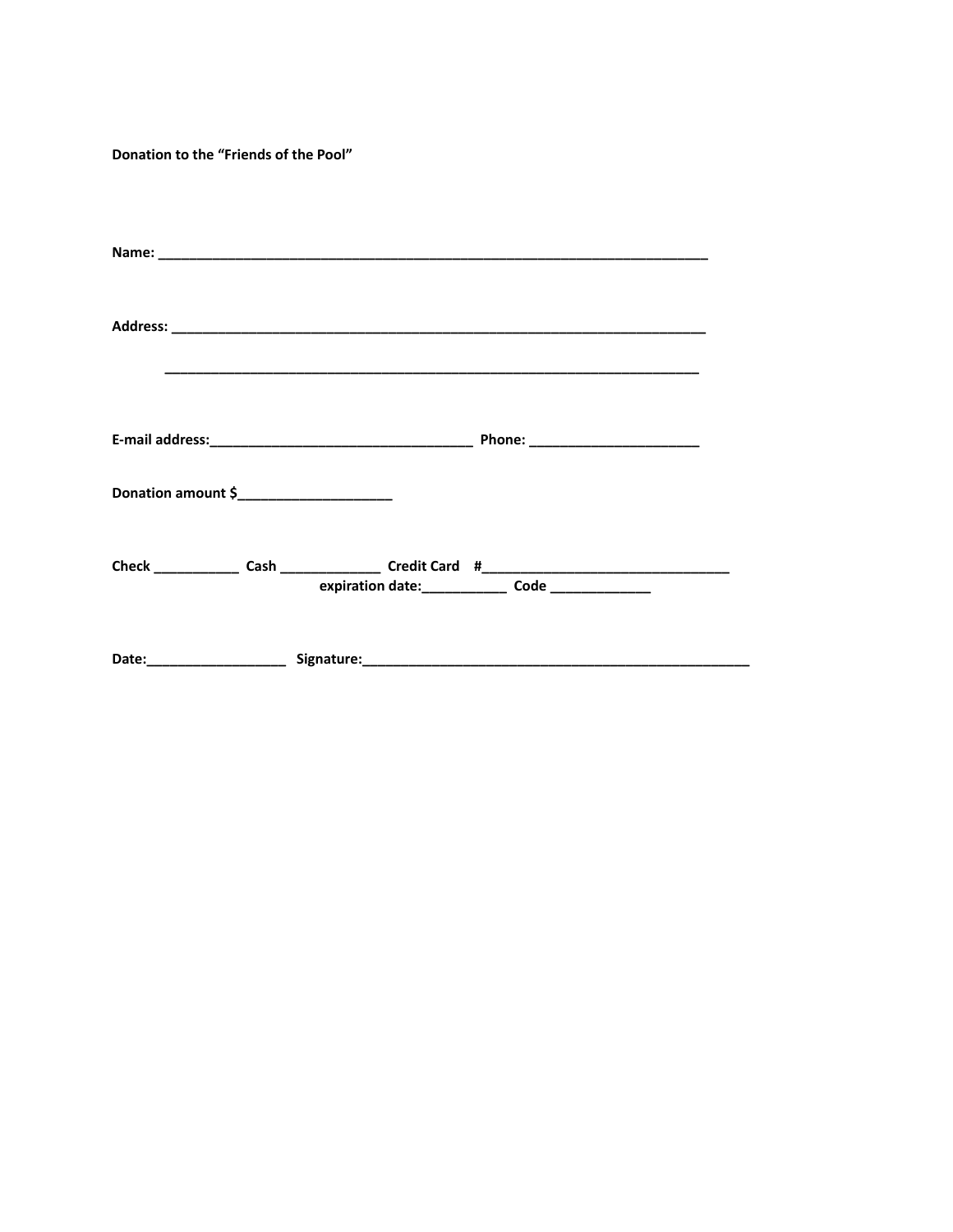**Donation to the "Friends of the Pool"**

**Name: _______________________________________________________________________**

**Address: _____________________________________________________________________**

**_____________________________________________________________________**

**E-mail address:__________________________________ Phone: ______________________**

**Donation amount $____________________**

**Check ___________ Cash _____________ Credit Card #________________________________**
**expiration date:___________ Code _____________**

**Date:__________________ Signature:____________________________________________________**